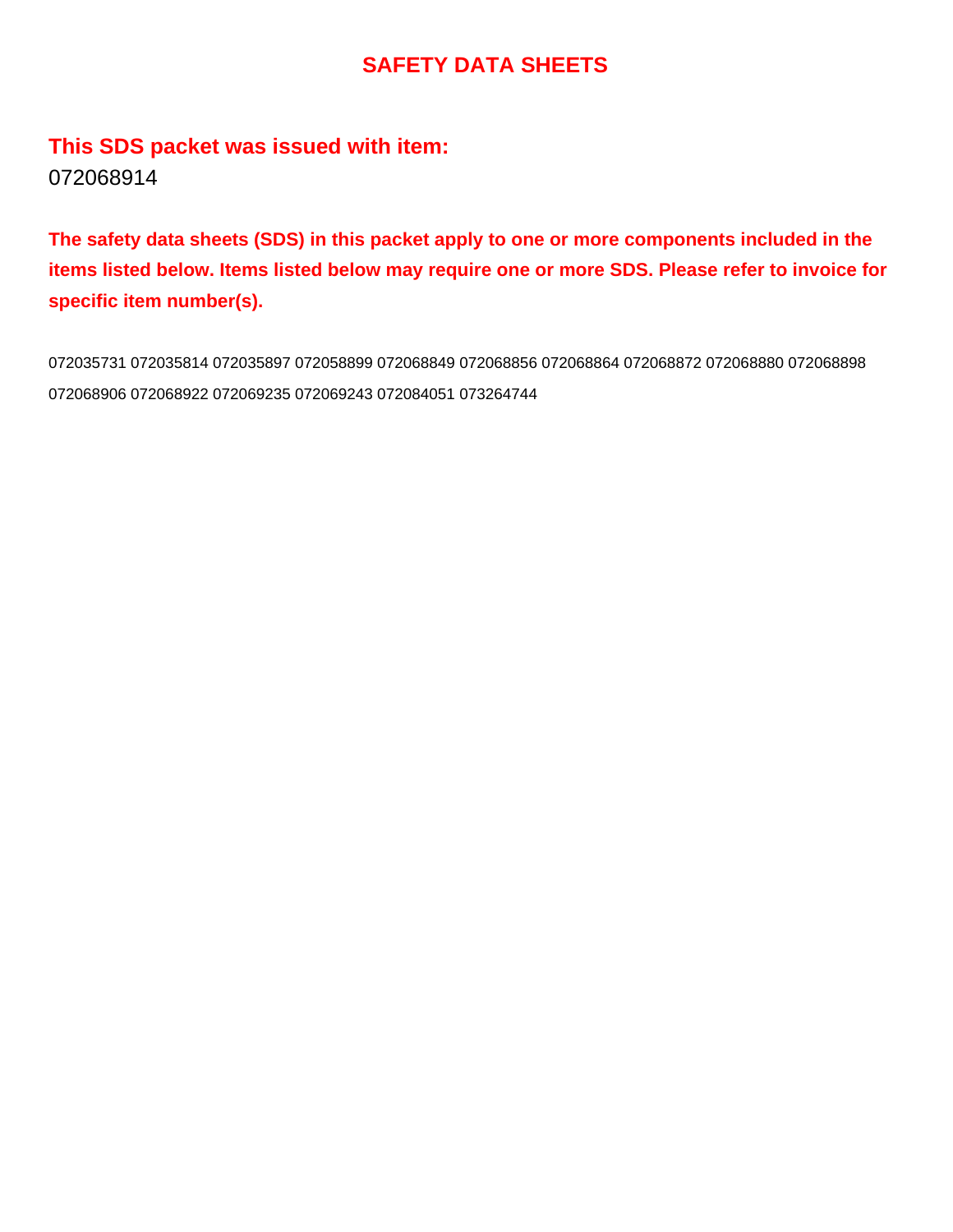# SAFETY DATA SHEETS

## This SDS packet was issued with item:

072068914

**The safety data sheets (SDS) in this packet apply to one or more components included in the items listed below. Items listed below may require one or more SDS. Please refer to invoice for specific item number(s).**

072035731 072035814 072035897 072058899 072068849 072068856 072068864 072068872 072068880 072068898 072068906 072068922 072069235 072069243 072084051 073264744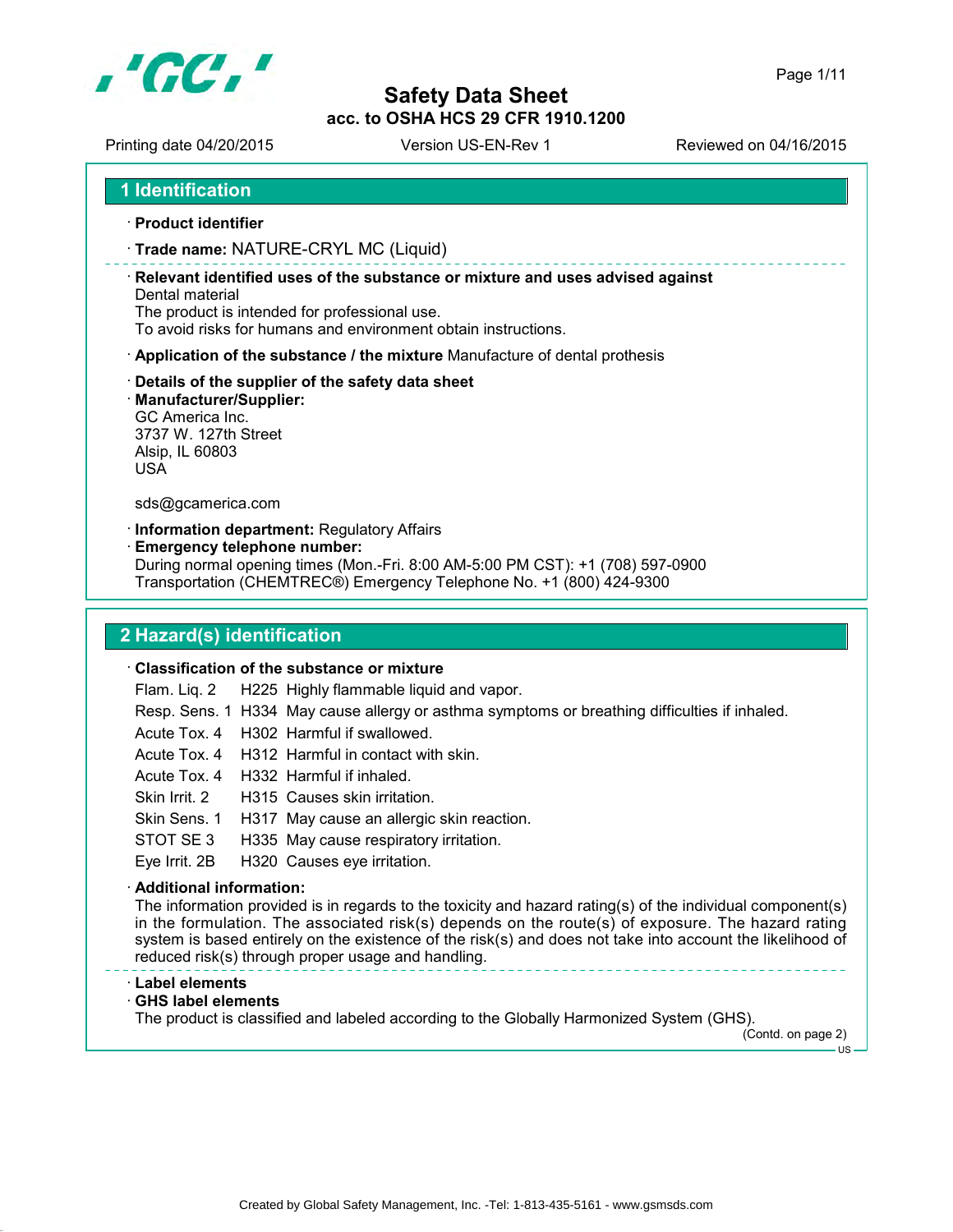# Safety Data Sheet

**acc. to OSHA HCS 29 CFR 1910.1200**

Printing date 04/20/2015 | Version US-EN-Rev 1 | Reviewed on 04/16/2015

## 1 Identification

· **Product identifier**

· **Trade name:** NATURE-CRYL MC (Liquid)

· **Relevant identified uses of the substance or mixture and uses advised against**
Dental material
The product is intended for professional use.
To avoid risks for humans and environment obtain instructions.

· **Application of the substance / the mixture** Manufacture of dental prothesis

· **Details of the supplier of the safety data sheet**

· **Manufacturer/Supplier:**
GC America Inc.
3737 W. 127th Street
Alsip, IL 60803
USA

sds@gcamerica.com

· **Information department:** Regulatory Affairs

· **Emergency telephone number:**
During normal opening times (Mon.-Fri. 8:00 AM-5:00 PM CST): +1 (708) 597-0900
Transportation (CHEMTREC®) Emergency Telephone No. +1 (800) 424-9300

## 2 Hazard(s) identification

· **Classification of the substance or mixture**

| | | |
|---|---|---|
| Flam. Liq. 2 | H225 | Highly flammable liquid and vapor. |
| Resp. Sens. 1 | H334 | May cause allergy or asthma symptoms or breathing difficulties if inhaled. |
| Acute Tox. 4 | H302 | Harmful if swallowed. |
| Acute Tox. 4 | H312 | Harmful in contact with skin. |
| Acute Tox. 4 | H332 | Harmful if inhaled. |
| Skin Irrit. 2 | H315 | Causes skin irritation. |
| Skin Sens. 1 | H317 | May cause an allergic skin reaction. |
| STOT SE 3 | H335 | May cause respiratory irritation. |
| Eye Irrit. 2B | H320 | Causes eye irritation. |

· **Additional information:**
The information provided is in regards to the toxicity and hazard rating(s) of the individual component(s) in the formulation. The associated risk(s) depends on the route(s) of exposure. The hazard rating system is based entirely on the existence of the risk(s) and does not take into account the likelihood of reduced risk(s) through proper usage and handling.

· **Label elements**

· **GHS label elements**
The product is classified and labeled according to the Globally Harmonized System (GHS).

(Contd. on page 2)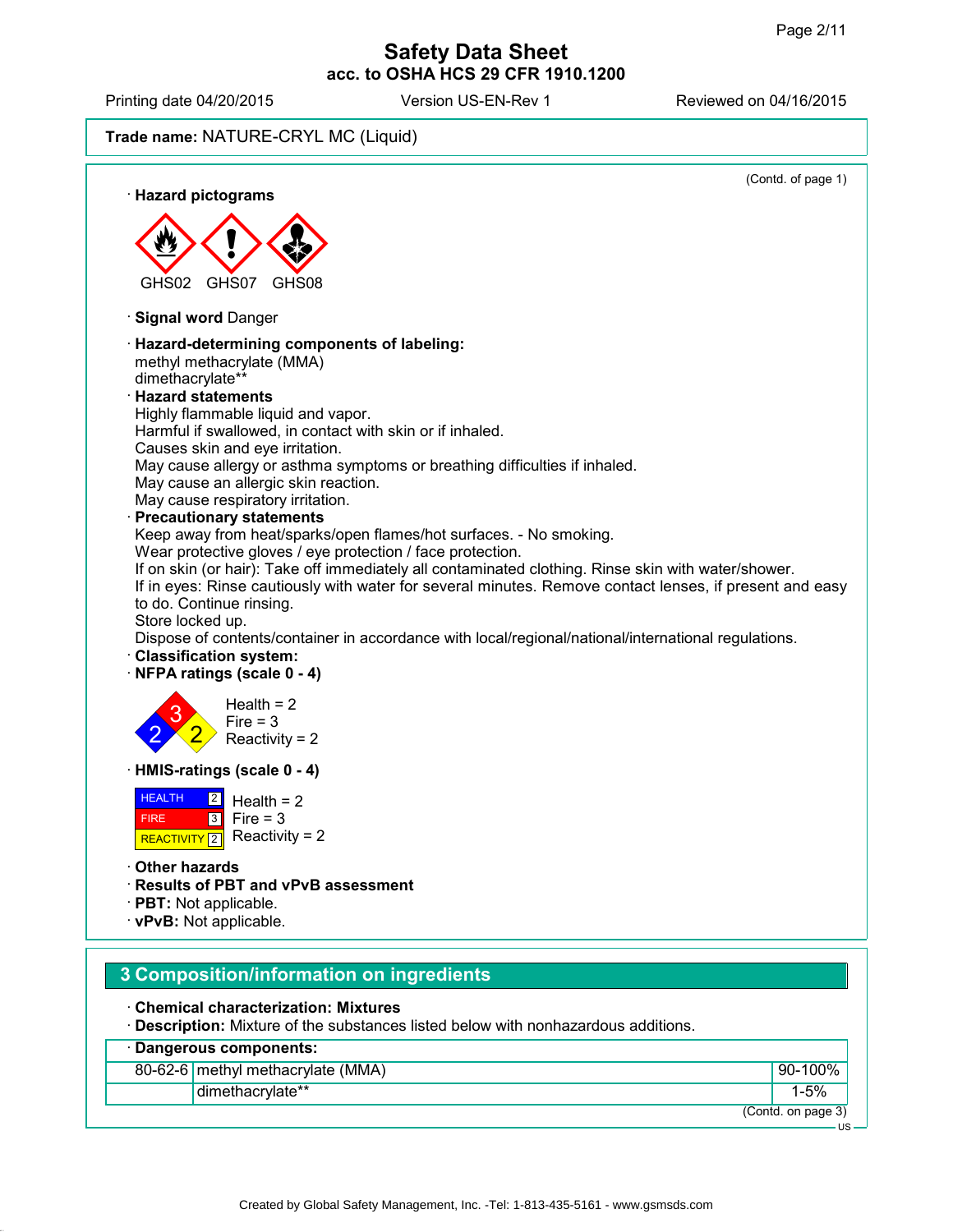**Trade name:** NATURE-CRYL MC (Liquid)

(Contd. of page 1)

· **Hazard pictograms**

GHS02 GHS07 GHS08

· **Signal word** Danger

· **Hazard-determining components of labeling:**
methyl methacrylate (MMA)
dimethacrylate**

· **Hazard statements**
Highly flammable liquid and vapor.
Harmful if swallowed, in contact with skin or if inhaled.
Causes skin and eye irritation.
May cause allergy or asthma symptoms or breathing difficulties if inhaled.
May cause an allergic skin reaction.
May cause respiratory irritation.

· **Precautionary statements**
Keep away from heat/sparks/open flames/hot surfaces. - No smoking.
Wear protective gloves / eye protection / face protection.
If on skin (or hair): Take off immediately all contaminated clothing. Rinse skin with water/shower.
If in eyes: Rinse cautiously with water for several minutes. Remove contact lenses, if present and easy to do. Continue rinsing.
Store locked up.
Dispose of contents/container in accordance with local/regional/national/international regulations.

· **Classification system:**

· **NFPA ratings (scale 0 - 4)**

Health = 2
Fire = 3
Reactivity = 2

· **HMIS-ratings (scale 0 - 4)**

| | | |
|---|---|---|
| HEALTH | 2 | Health = 2 |
| FIRE | 3 | Fire = 3 |
| REACTIVITY | 2 | Reactivity = 2 |

· **Other hazards**

· **Results of PBT and vPvB assessment**

· **PBT:** Not applicable.

· **vPvB:** Not applicable.

## 3 Composition/information on ingredients

· **Chemical characterization: Mixtures**

· **Description:** Mixture of the substances listed below with nonhazardous additions.

| · **Dangerous components:** | | |
|---|---|---|
| 80-62-6 | methyl methacrylate (MMA) | 90-100% |
| | dimethacrylate** | 1-5% |

(Contd. on page 3)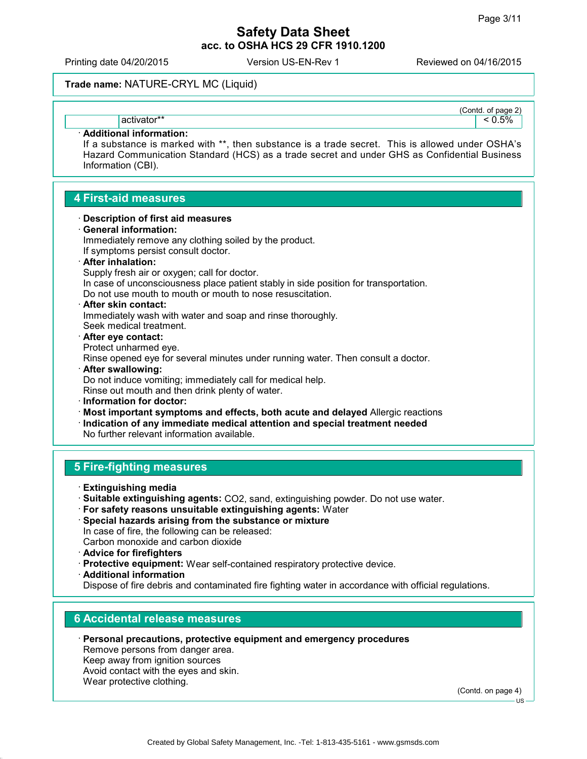**Trade name:** NATURE-CRYL MC (Liquid)

(Contd. of page 2)

| | activator** | < 0.5% |
|---|---|---|

· **Additional information:**
If a substance is marked with **, then substance is a trade secret. This is allowed under OSHA's Hazard Communication Standard (HCS) as a trade secret and under GHS as Confidential Business Information (CBI).

## 4 First-aid measures

· **Description of first aid measures**
· **General information:**
Immediately remove any clothing soiled by the product.
If symptoms persist consult doctor.
· **After inhalation:**
Supply fresh air or oxygen; call for doctor.
In case of unconsciousness place patient stably in side position for transportation.
Do not use mouth to mouth or mouth to nose resuscitation.
· **After skin contact:**
Immediately wash with water and soap and rinse thoroughly.
Seek medical treatment.
· **After eye contact:**
Protect unharmed eye.
Rinse opened eye for several minutes under running water. Then consult a doctor.
· **After swallowing:**
Do not induce vomiting; immediately call for medical help.
Rinse out mouth and then drink plenty of water.
· **Information for doctor:**
· **Most important symptoms and effects, both acute and delayed** Allergic reactions
· **Indication of any immediate medical attention and special treatment needed**
No further relevant information available.

## 5 Fire-fighting measures

· **Extinguishing media**
· **Suitable extinguishing agents:** $CO_2$, sand, extinguishing powder. Do not use water.
· **For safety reasons unsuitable extinguishing agents:** Water
· **Special hazards arising from the substance or mixture**
In case of fire, the following can be released:
Carbon monoxide and carbon dioxide
· **Advice for firefighters**
· **Protective equipment:** Wear self-contained respiratory protective device.
· **Additional information**
Dispose of fire debris and contaminated fire fighting water in accordance with official regulations.

## 6 Accidental release measures

· **Personal precautions, protective equipment and emergency procedures**
Remove persons from danger area.
Keep away from ignition sources
Avoid contact with the eyes and skin.
Wear protective clothing.

(Contd. on page 4)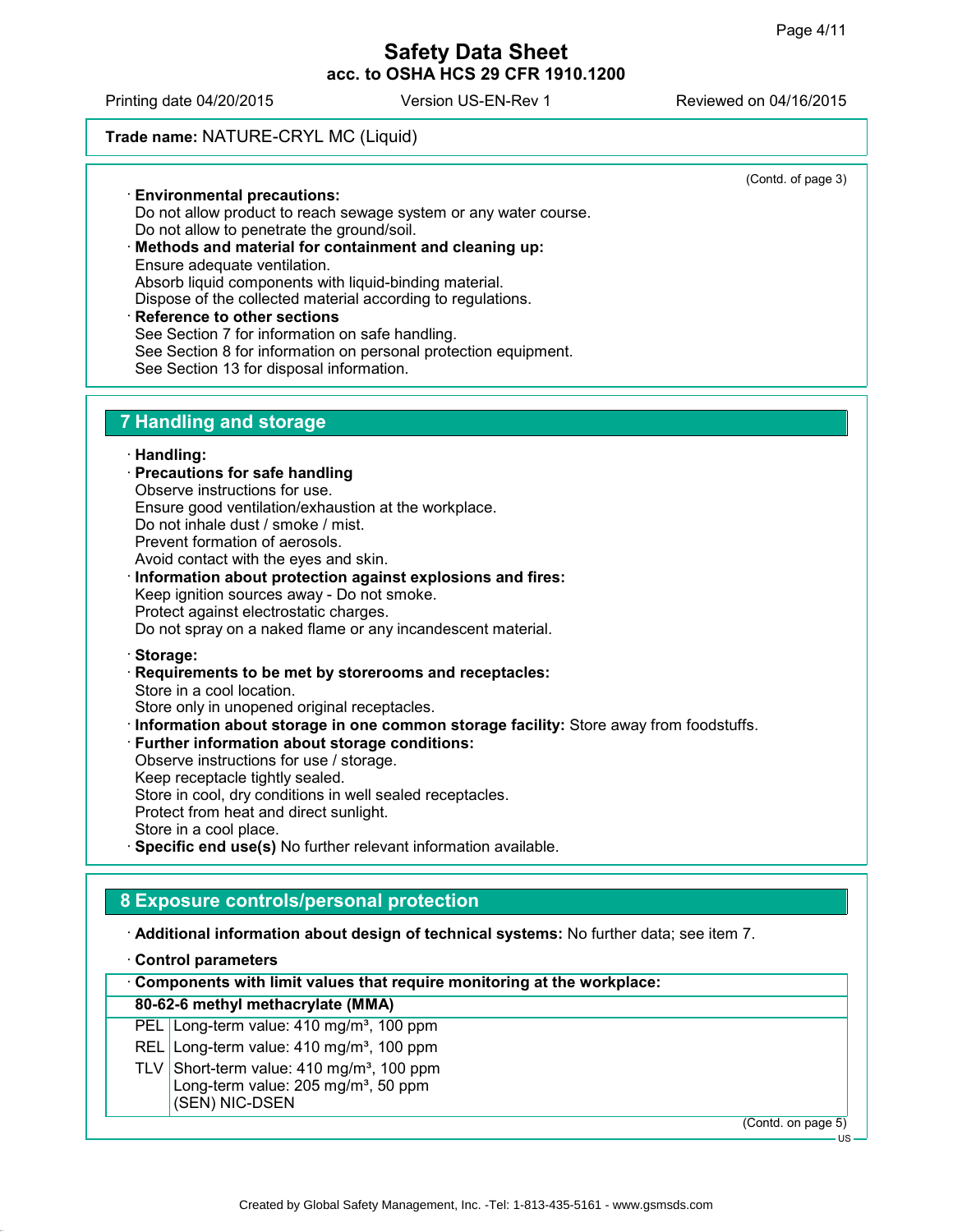(Contd. of page 3)

· **Environmental precautions:**
Do not allow product to reach sewage system or any water course.
Do not allow to penetrate the ground/soil.
· **Methods and material for containment and cleaning up:**
Ensure adequate ventilation.
Absorb liquid components with liquid-binding material.
Dispose of the collected material according to regulations.
· **Reference to other sections**
See Section 7 for information on safe handling.
See Section 8 for information on personal protection equipment.
See Section 13 for disposal information.

## 7 Handling and storage

· **Handling:**
· **Precautions for safe handling**
Observe instructions for use.
Ensure good ventilation/exhaustion at the workplace.
Do not inhale dust / smoke / mist.
Prevent formation of aerosols.
Avoid contact with the eyes and skin.
· **Information about protection against explosions and fires:**
Keep ignition sources away - Do not smoke.
Protect against electrostatic charges.
Do not spray on a naked flame or any incandescent material.

· **Storage:**
· **Requirements to be met by storerooms and receptacles:**
Store in a cool location.
Store only in unopened original receptacles.
· **Information about storage in one common storage facility:** Store away from foodstuffs.
· **Further information about storage conditions:**
Observe instructions for use / storage.
Keep receptacle tightly sealed.
Store in cool, dry conditions in well sealed receptacles.
Protect from heat and direct sunlight.
Store in a cool place.
· **Specific end use(s)** No further relevant information available.

## 8 Exposure controls/personal protection

· **Additional information about design of technical systems:** No further data; see item 7.

· **Control parameters**

| · Components with limit values that require monitoring at the workplace: | |
|---|---|
| **80-62-6 methyl methacrylate (MMA)** | |
| PEL | Long-term value: 410 mg/m³, 100 ppm |
| REL | Long-term value: 410 mg/m³, 100 ppm |
| TLV | Short-term value: 410 mg/m³, 100 ppm<br>Long-term value: 205 mg/m³, 50 ppm<br>(SEN) NIC-DSEN |

(Contd. on page 5)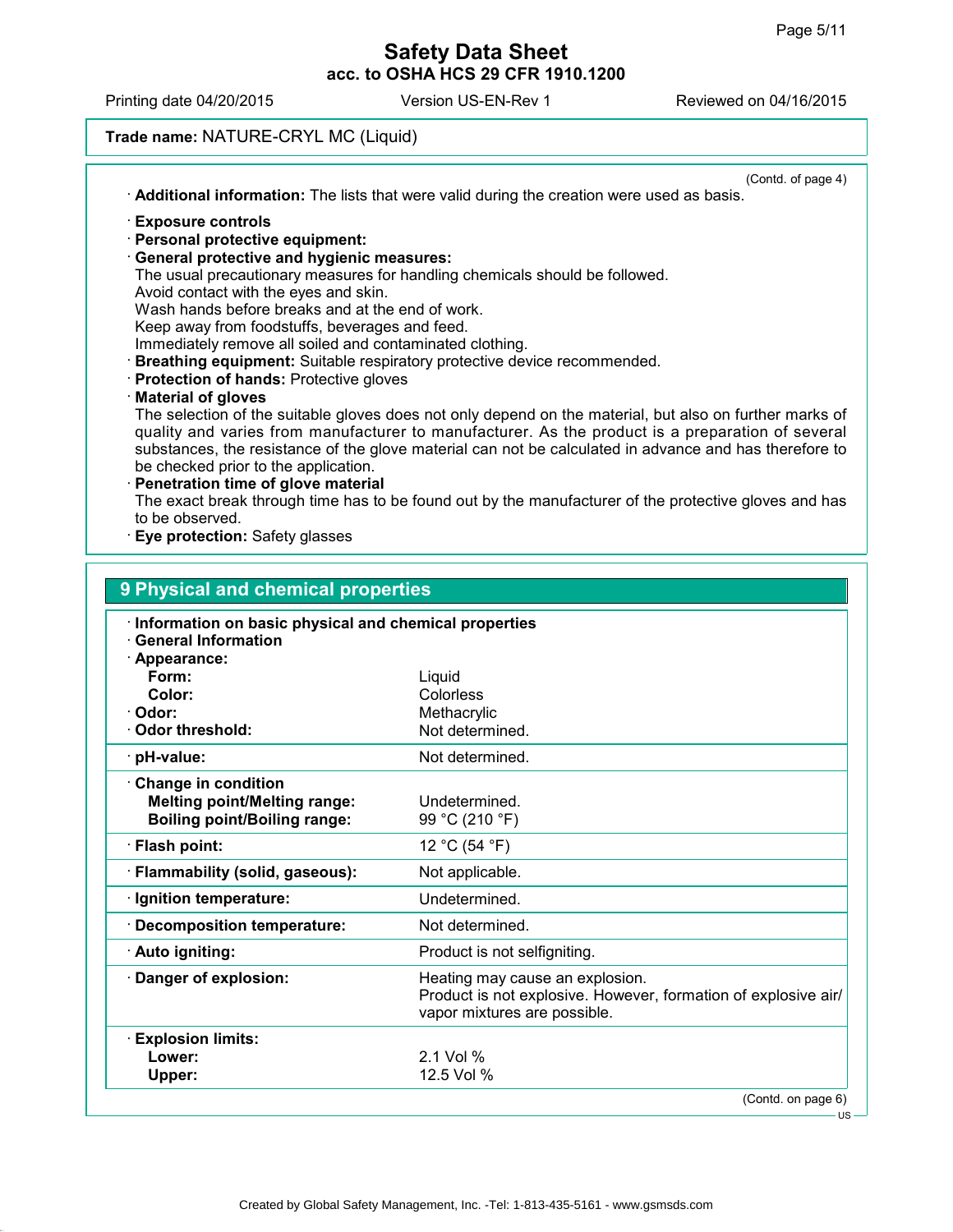**Trade name:** NATURE-CRYL MC (Liquid)

(Contd. of page 4)

· **Additional information:** The lists that were valid during the creation were used as basis.

· **Exposure controls**
· **Personal protective equipment:**
· **General protective and hygienic measures:**
The usual precautionary measures for handling chemicals should be followed.
Avoid contact with the eyes and skin.
Wash hands before breaks and at the end of work.
Keep away from foodstuffs, beverages and feed.
Immediately remove all soiled and contaminated clothing.
· **Breathing equipment:** Suitable respiratory protective device recommended.
· **Protection of hands:** Protective gloves
· **Material of gloves**
The selection of the suitable gloves does not only depend on the material, but also on further marks of quality and varies from manufacturer to manufacturer. As the product is a preparation of several substances, the resistance of the glove material can not be calculated in advance and has therefore to be checked prior to the application.
· **Penetration time of glove material**
The exact break through time has to be found out by the manufacturer of the protective gloves and has to be observed.
· **Eye protection:** Safety glasses

## 9 Physical and chemical properties

· **Information on basic physical and chemical properties**
· **General Information**

| Property | Value |
|---|---|
| · **Appearance:** | |
| **Form:** | Liquid |
| **Color:** | Colorless |
| · **Odor:** | Methacrylic |
| · **Odor threshold:** | Not determined. |
| · **pH-value:** | Not determined. |
| · **Change in condition** | |
| **Melting point/Melting range:** | Undetermined. |
| **Boiling point/Boiling range:** | 99 °C (210 °F) |
| · **Flash point:** | 12 °C (54 °F) |
| · **Flammability (solid, gaseous):** | Not applicable. |
| · **Ignition temperature:** | Undetermined. |
| · **Decomposition temperature:** | Not determined. |
| · **Auto igniting:** | Product is not selfigniting. |
| · **Danger of explosion:** | Heating may cause an explosion. Product is not explosive. However, formation of explosive air/vapor mixtures are possible. |
| · **Explosion limits:** | |
| **Lower:** | 2.1 Vol % |
| **Upper:** | 12.5 Vol % |

(Contd. on page 6)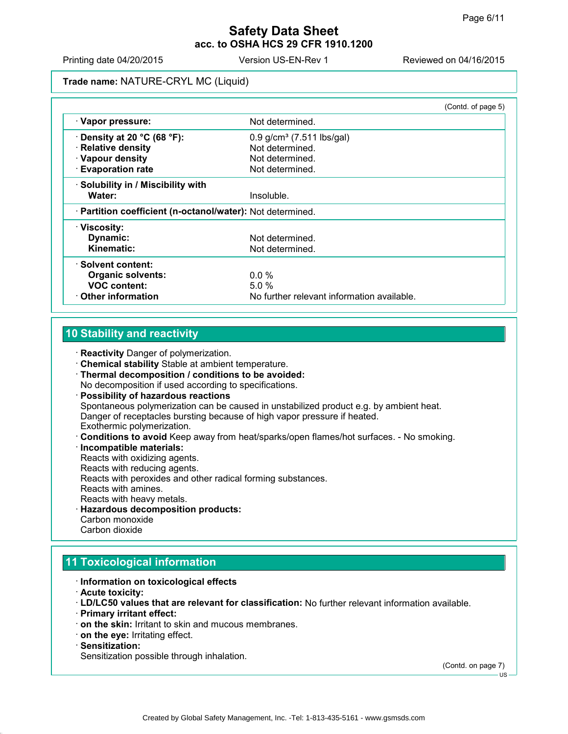**Trade name:** NATURE-CRYL MC (Liquid)

(Contd. of page 5)

| | |
|---|---|
| · **Vapor pressure:** | Not determined. |
| · **Density at 20 °C (68 °F):** | 0.9 g/cm³ (7.511 lbs/gal) |
| · **Relative density** | Not determined. |
| · **Vapour density** | Not determined. |
| · **Evaporation rate** | Not determined. |
| · **Solubility in / Miscibility with Water:** | Insoluble. |
| · **Partition coefficient (n-octanol/water):** | Not determined. |
| · **Viscosity:** | |
| **Dynamic:** | Not determined. |
| **Kinematic:** | Not determined. |
| · **Solvent content:** | |
| **Organic solvents:** | 0.0 % |
| **VOC content:** | 5.0 % |
| · **Other information** | No further relevant information available. |

## 10 Stability and reactivity

· **Reactivity** Danger of polymerization.
· **Chemical stability** Stable at ambient temperature.
· **Thermal decomposition / conditions to be avoided:**
No decomposition if used according to specifications.
· **Possibility of hazardous reactions**
Spontaneous polymerization can be caused in unstabilized product e.g. by ambient heat.
Danger of receptacles bursting because of high vapor pressure if heated.
Exothermic polymerization.
· **Conditions to avoid** Keep away from heat/sparks/open flames/hot surfaces. - No smoking.
· **Incompatible materials:**
Reacts with oxidizing agents.
Reacts with reducing agents.
Reacts with peroxides and other radical forming substances.
Reacts with amines.
Reacts with heavy metals.
· **Hazardous decomposition products:**
Carbon monoxide
Carbon dioxide

## 11 Toxicological information

· **Information on toxicological effects**
· **Acute toxicity:**
· **LD/LC50 values that are relevant for classification:** No further relevant information available.
· **Primary irritant effect:**
· **on the skin:** Irritant to skin and mucous membranes.
· **on the eye:** Irritating effect.
· **Sensitization:**
Sensitization possible through inhalation.

(Contd. on page 7)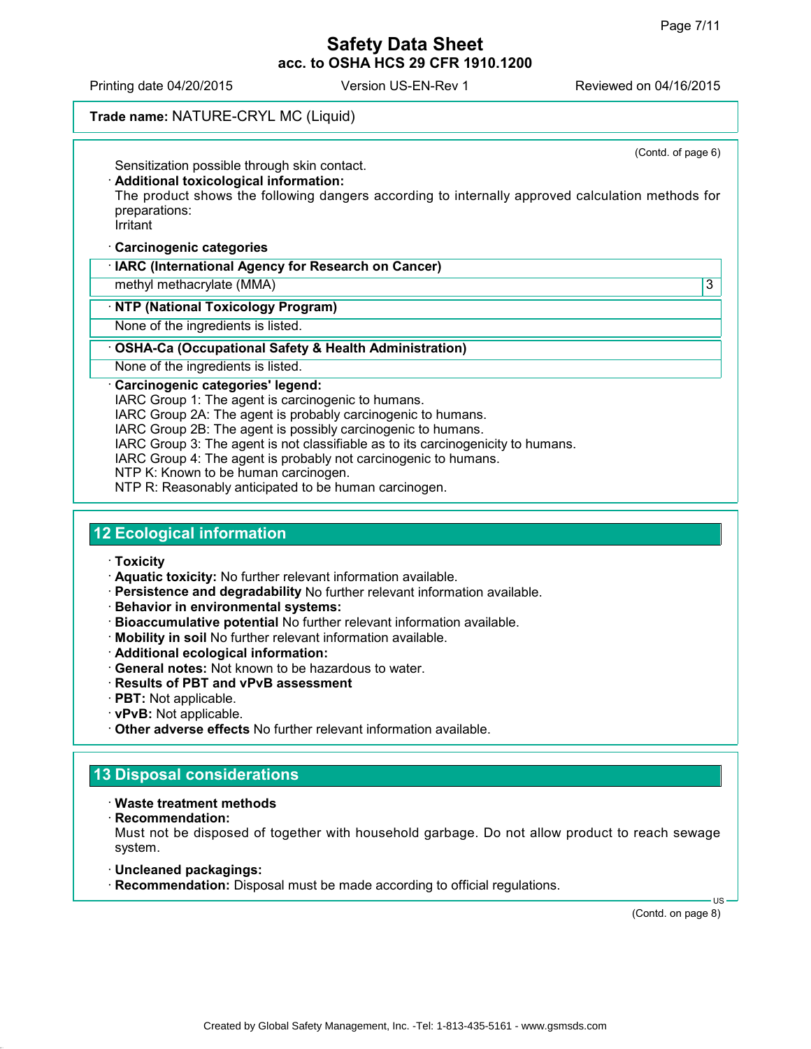(Contd. of page 6)

Sensitization possible through skin contact.

· **Additional toxicological information:**
The product shows the following dangers according to internally approved calculation methods for preparations:
Irritant

· **Carcinogenic categories**

| · IARC (International Agency for Research on Cancer) | |
|---|---|
| methyl methacrylate (MMA) | 3 |

| · NTP (National Toxicology Program) |
|---|
| None of the ingredients is listed. |

| · OSHA-Ca (Occupational Safety & Health Administration) |
|---|
| None of the ingredients is listed. |

· **Carcinogenic categories' legend:**
IARC Group 1: The agent is carcinogenic to humans.
IARC Group 2A: The agent is probably carcinogenic to humans.
IARC Group 2B: The agent is possibly carcinogenic to humans.
IARC Group 3: The agent is not classifiable as to its carcinogenicity to humans.
IARC Group 4: The agent is probably not carcinogenic to humans.
NTP K: Known to be human carcinogen.
NTP R: Reasonably anticipated to be human carcinogen.

## 12 Ecological information

· **Toxicity**
· **Aquatic toxicity:** No further relevant information available.
· **Persistence and degradability** No further relevant information available.
· **Behavior in environmental systems:**
· **Bioaccumulative potential** No further relevant information available.
· **Mobility in soil** No further relevant information available.
· **Additional ecological information:**
· **General notes:** Not known to be hazardous to water.
· **Results of PBT and vPvB assessment**
· **PBT:** Not applicable.
· **vPvB:** Not applicable.
· **Other adverse effects** No further relevant information available.

## 13 Disposal considerations

· **Waste treatment methods**
· **Recommendation:**
Must not be disposed of together with household garbage. Do not allow product to reach sewage system.

· **Uncleaned packagings:**
· **Recommendation:** Disposal must be made according to official regulations.

(Contd. on page 8)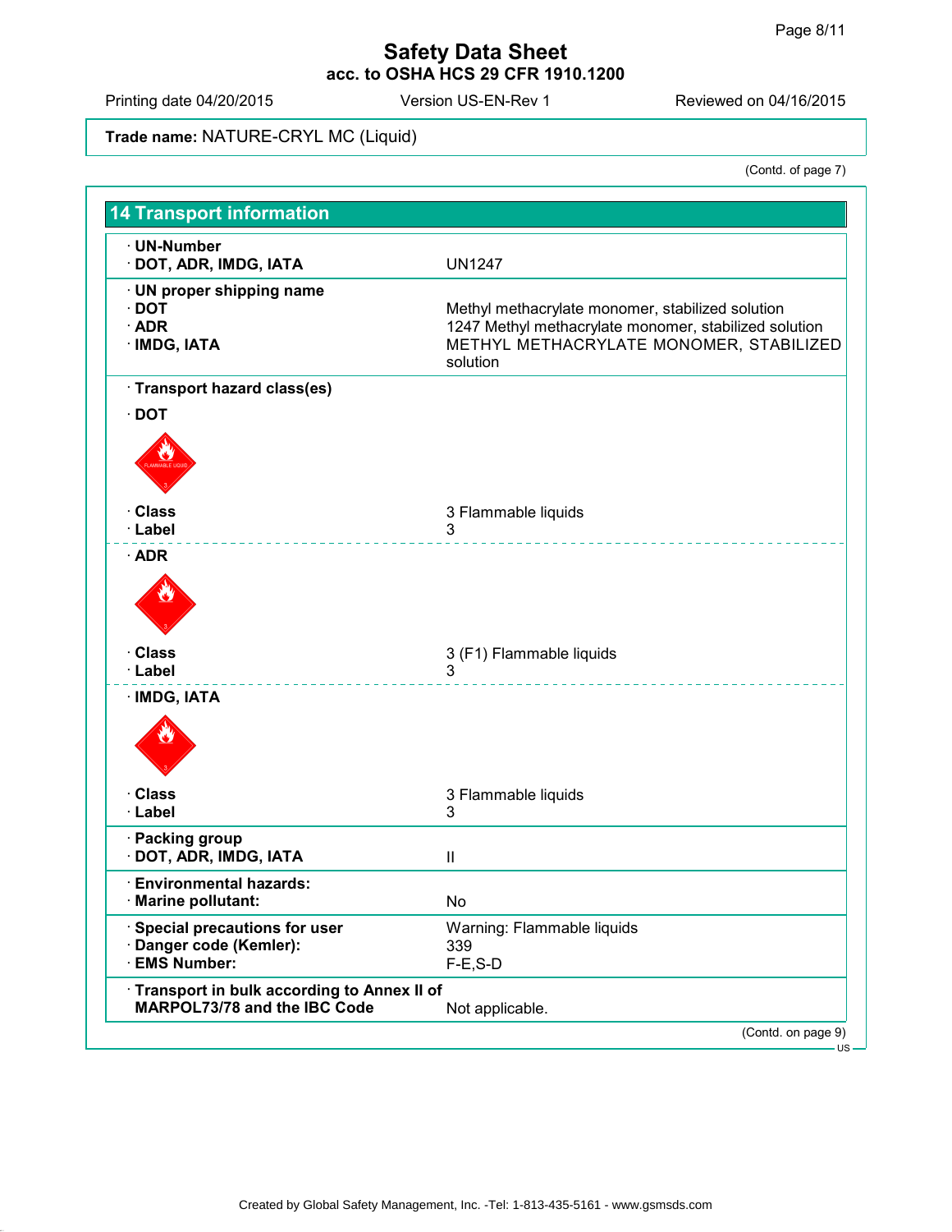Trade name: NATURE-CRYL MC (Liquid)

(Contd. of page 7)

## 14 Transport information

| | |
|---|---|
| · **UN-Number** | |
| · **DOT, ADR, IMDG, IATA** | UN1247 |
| · **UN proper shipping name** | |
| · **DOT** | Methyl methacrylate monomer, stabilized solution |
| · **ADR** | 1247 Methyl methacrylate monomer, stabilized solution |
| · **IMDG, IATA** | METHYL METHACRYLATE MONOMER, STABILIZED solution |

· **Transport hazard class(es)**

· **DOT**

| | |
|---|---|
| · **Class** | 3 Flammable liquids |
| · **Label** | 3 |

· **ADR**

| | |
|---|---|
| · **Class** | 3 (F1) Flammable liquids |
| · **Label** | 3 |

· **IMDG, IATA**

| | |
|---|---|
| · **Class** | 3 Flammable liquids |
| · **Label** | 3 |

| | |
|---|---|
| · **Packing group** | |
| · **DOT, ADR, IMDG, IATA** | II |
| · **Environmental hazards:** | |
| · **Marine pollutant:** | No |
| · **Special precautions for user** | Warning: Flammable liquids |
| · **Danger code (Kemler):** | 339 |
| · **EMS Number:** | F-E,S-D |
| · **Transport in bulk according to Annex II of MARPOL73/78 and the IBC Code** | Not applicable. |

(Contd. on page 9)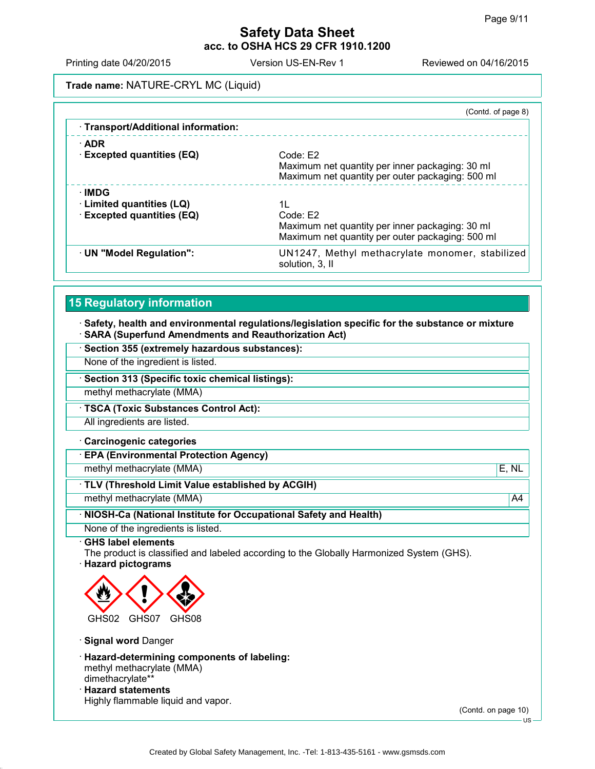Trade name: NATURE-CRYL MC (Liquid)

(Contd. of page 8)

· **Transport/Additional information:**

· **ADR**

· **Excepted quantities (EQ)** Code: E2
Maximum net quantity per inner packaging: 30 ml
Maximum net quantity per outer packaging: 500 ml

· **IMDG**

· **Limited quantities (LQ)** 1L

· **Excepted quantities (EQ)** Code: E2
Maximum net quantity per inner packaging: 30 ml
Maximum net quantity per outer packaging: 500 ml

· **UN "Model Regulation":** UN1247, Methyl methacrylate monomer, stabilized solution, 3, II

## 15 Regulatory information

· **Safety, health and environmental regulations/legislation specific for the substance or mixture**

· **SARA (Superfund Amendments and Reauthorization Act)**

· **Section 355 (extremely hazardous substances):**

None of the ingredient is listed.

· **Section 313 (Specific toxic chemical listings):**

methyl methacrylate (MMA)

· **TSCA (Toxic Substances Control Act):**

All ingredients are listed.

· **Carcinogenic categories**

· **EPA (Environmental Protection Agency)**

| methyl methacrylate (MMA) | E, NL |
|---|---|

· **TLV (Threshold Limit Value established by ACGIH)**

| methyl methacrylate (MMA) | A4 |
|---|---|

· **NIOSH-Ca (National Institute for Occupational Safety and Health)**

None of the ingredients is listed.

· **GHS label elements**

The product is classified and labeled according to the Globally Harmonized System (GHS).

· **Hazard pictograms**

GHS02 GHS07 GHS08

· **Signal word** Danger

· **Hazard-determining components of labeling:**

methyl methacrylate (MMA)
dimethacrylate**

· **Hazard statements**

Highly flammable liquid and vapor.

(Contd. on page 10)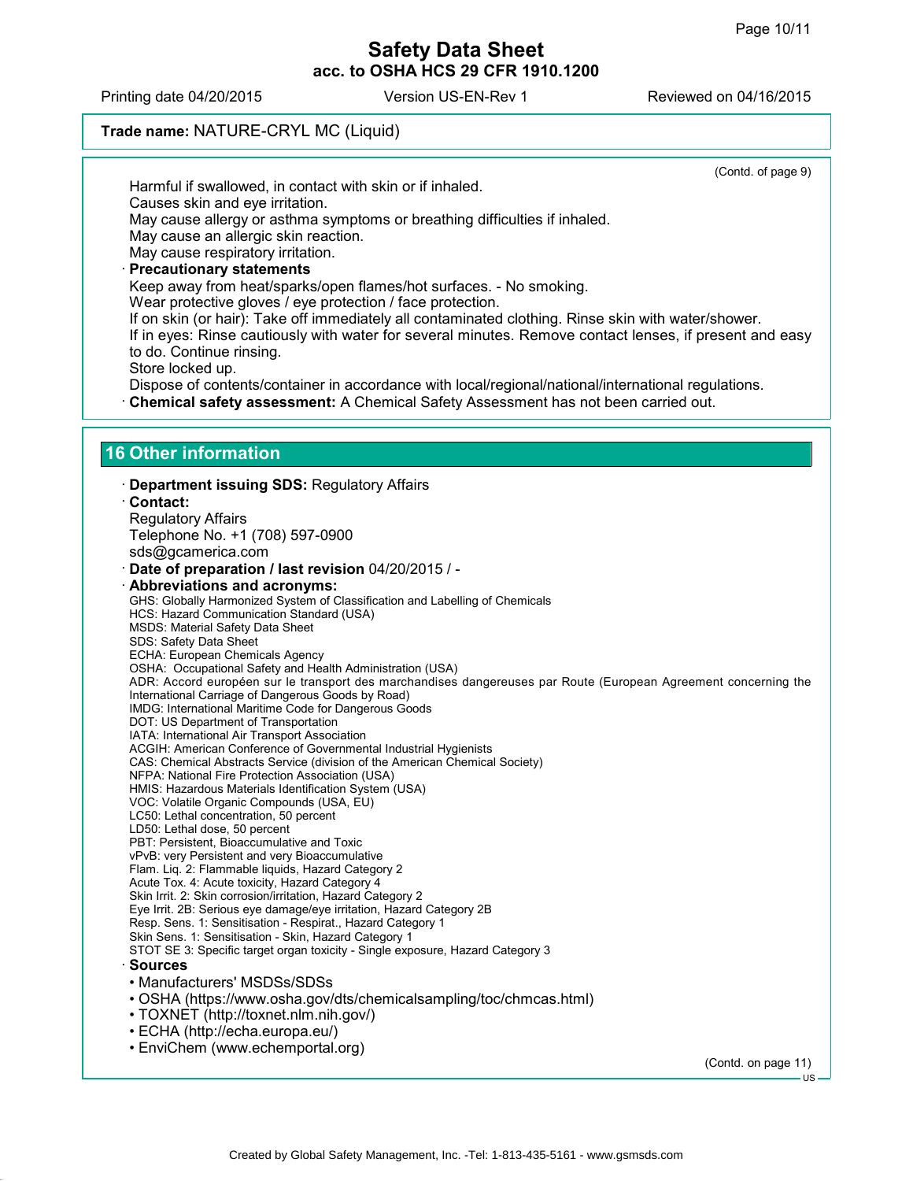(Contd. of page 9)

Harmful if swallowed, in contact with skin or if inhaled.
Causes skin and eye irritation.
May cause allergy or asthma symptoms or breathing difficulties if inhaled.
May cause an allergic skin reaction.
May cause respiratory irritation.

· **Precautionary statements**

Keep away from heat/sparks/open flames/hot surfaces. - No smoking.
Wear protective gloves / eye protection / face protection.
If on skin (or hair): Take off immediately all contaminated clothing. Rinse skin with water/shower.
If in eyes: Rinse cautiously with water for several minutes. Remove contact lenses, if present and easy to do. Continue rinsing.
Store locked up.
Dispose of contents/container in accordance with local/regional/national/international regulations.

· **Chemical safety assessment:** A Chemical Safety Assessment has not been carried out.

## 16 Other information

· **Department issuing SDS:** Regulatory Affairs

· **Contact:**
Regulatory Affairs
Telephone No. +1 (708) 597-0900
sds@gcamerica.com

· **Date of preparation / last revision** 04/20/2015 / -

· **Abbreviations and acronyms:**
GHS: Globally Harmonized System of Classification and Labelling of Chemicals
HCS: Hazard Communication Standard (USA)
MSDS: Material Safety Data Sheet
SDS: Safety Data Sheet
ECHA: European Chemicals Agency
OSHA: Occupational Safety and Health Administration (USA)
ADR: Accord européen sur le transport des marchandises dangereuses par Route (European Agreement concerning the International Carriage of Dangerous Goods by Road)
IMDG: International Maritime Code for Dangerous Goods
DOT: US Department of Transportation
IATA: International Air Transport Association
ACGIH: American Conference of Governmental Industrial Hygienists
CAS: Chemical Abstracts Service (division of the American Chemical Society)
NFPA: National Fire Protection Association (USA)
HMIS: Hazardous Materials Identification System (USA)
VOC: Volatile Organic Compounds (USA, EU)
LC50: Lethal concentration, 50 percent
LD50: Lethal dose, 50 percent
PBT: Persistent, Bioaccumulative and Toxic
vPvB: very Persistent and very Bioaccumulative
Flam. Liq. 2: Flammable liquids, Hazard Category 2
Acute Tox. 4: Acute toxicity, Hazard Category 4
Skin Irrit. 2: Skin corrosion/irritation, Hazard Category 2
Eye Irrit. 2B: Serious eye damage/eye irritation, Hazard Category 2B
Resp. Sens. 1: Sensitisation - Respirat., Hazard Category 1
Skin Sens. 1: Sensitisation - Skin, Hazard Category 1
STOT SE 3: Specific target organ toxicity - Single exposure, Hazard Category 3

· **Sources**

- Manufacturers' MSDSs/SDSs
- OSHA (https://www.osha.gov/dts/chemicalsampling/toc/chmcas.html)
- TOXNET (http://toxnet.nlm.nih.gov/)
- ECHA (http://echa.europa.eu/)
- EnviChem (www.echemportal.org)

(Contd. on page 11)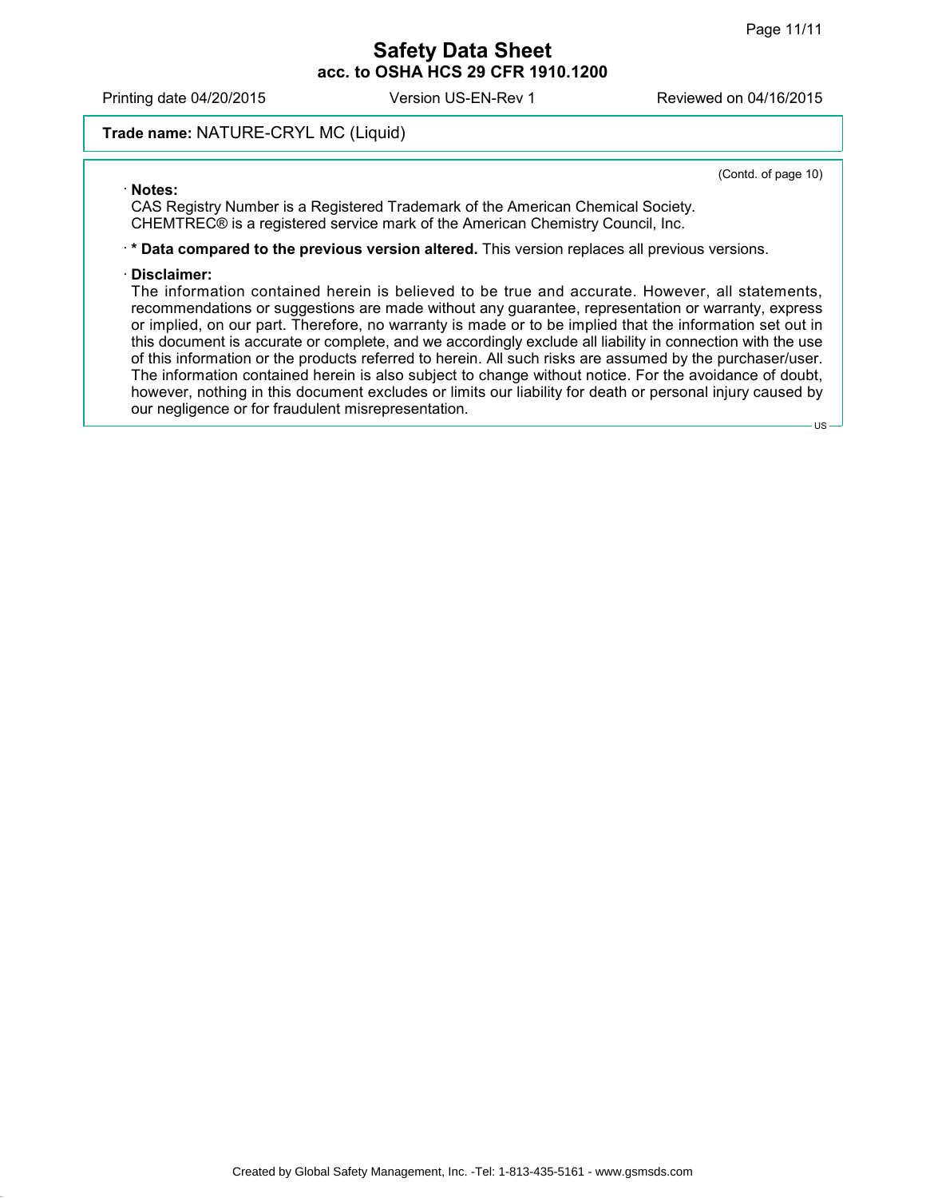**Trade name:** NATURE-CRYL MC (Liquid)

(Contd. of page 10)

· **Notes:**
CAS Registry Number is a Registered Trademark of the American Chemical Society.
CHEMTREC® is a registered service mark of the American Chemistry Council, Inc.

· *** Data compared to the previous version altered.** This version replaces all previous versions.

· **Disclaimer:**
The information contained herein is believed to be true and accurate. However, all statements, recommendations or suggestions are made without any guarantee, representation or warranty, express or implied, on our part. Therefore, no warranty is made or to be implied that the information set out in this document is accurate or complete, and we accordingly exclude all liability in connection with the use of this information or the products referred to herein. All such risks are assumed by the purchaser/user. The information contained herein is also subject to change without notice. For the avoidance of doubt, however, nothing in this document excludes or limits our liability for death or personal injury caused by our negligence or for fraudulent misrepresentation.

US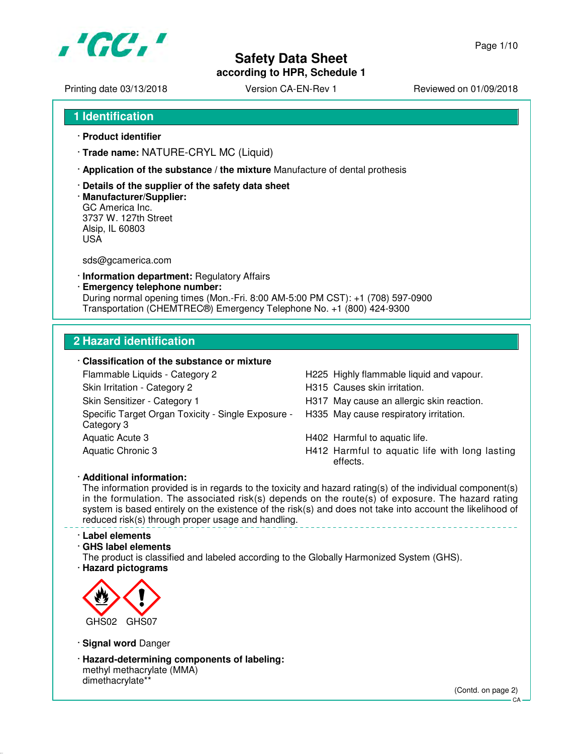# Safety Data Sheet

**according to HPR, Schedule 1**

Printing date 03/13/2018 | Version CA-EN-Rev 1 | Reviewed on 01/09/2018

## 1 Identification

· **Product identifier**

· **Trade name:** NATURE-CRYL MC (Liquid)

· **Application of the substance / the mixture** Manufacture of dental prothesis

· **Details of the supplier of the safety data sheet**

· **Manufacturer/Supplier:**
GC America Inc.
3737 W. 127th Street
Alsip, IL 60803
USA

sds@gcamerica.com

· **Information department:** Regulatory Affairs

· **Emergency telephone number:**
During normal opening times (Mon.-Fri. 8:00 AM-5:00 PM CST): +1 (708) 597-0900
Transportation (CHEMTREC®) Emergency Telephone No. +1 (800) 424-9300

## 2 Hazard identification

· **Classification of the substance or mixture**

| Classification | Hazard statement |
|---|---|
| Flammable Liquids - Category 2 | H225 Highly flammable liquid and vapour. |
| Skin Irritation - Category 2 | H315 Causes skin irritation. |
| Skin Sensitizer - Category 1 | H317 May cause an allergic skin reaction. |
| Specific Target Organ Toxicity - Single Exposure - Category 3 | H335 May cause respiratory irritation. |
| Aquatic Acute 3 | H402 Harmful to aquatic life. |
| Aquatic Chronic 3 | H412 Harmful to aquatic life with long lasting effects. |

· **Additional information:**
The information provided is in regards to the toxicity and hazard rating(s) of the individual component(s) in the formulation. The associated risk(s) depends on the route(s) of exposure. The hazard rating system is based entirely on the existence of the risk(s) and does not take into account the likelihood of reduced risk(s) through proper usage and handling.

· **Label elements**

· **GHS label elements**
The product is classified and labeled according to the Globally Harmonized System (GHS).

· **Hazard pictograms**

GHS02 GHS07

· **Signal word** Danger

· **Hazard-determining components of labeling:**
methyl methacrylate (MMA)
dimethacrylate**

(Contd. on page 2)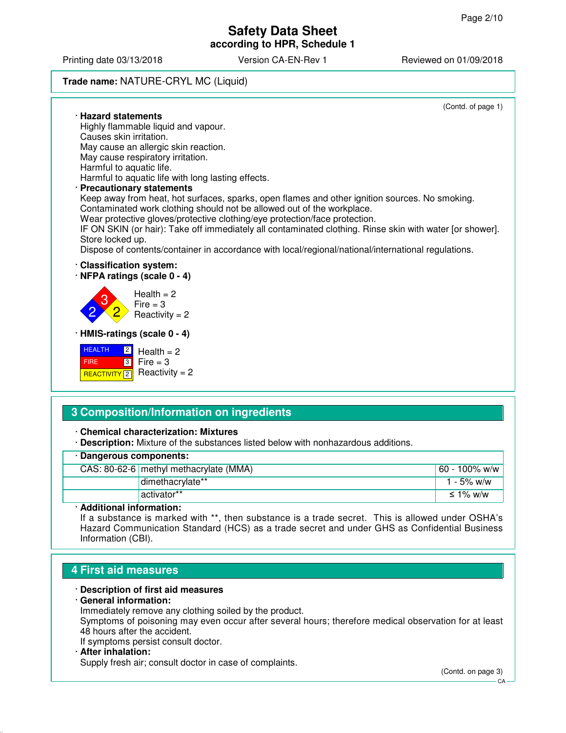**Trade name:** NATURE-CRYL MC (Liquid)

(Contd. of page 1)

· **Hazard statements**
Highly flammable liquid and vapour.
Causes skin irritation.
May cause an allergic skin reaction.
May cause respiratory irritation.
Harmful to aquatic life.
Harmful to aquatic life with long lasting effects.

· **Precautionary statements**
Keep away from heat, hot surfaces, sparks, open flames and other ignition sources. No smoking.
Contaminated work clothing should not be allowed out of the workplace.
Wear protective gloves/protective clothing/eye protection/face protection.
IF ON SKIN (or hair): Take off immediately all contaminated clothing. Rinse skin with water [or shower].
Store locked up.
Dispose of contents/container in accordance with local/regional/national/international regulations.

· **Classification system:**

· **NFPA ratings (scale 0 - 4)**

Health = 2
Fire = 3
Reactivity = 2

· **HMIS-ratings (scale 0 - 4)**

| | | |
|---|---|---|
| HEALTH | 2 | Health = 2 |
| FIRE | 3 | Fire = 3 |
| REACTIVITY | 2 | Reactivity = 2 |

## 3 Composition/Information on ingredients

· **Chemical characterization: Mixtures**
· **Description:** Mixture of the substances listed below with nonhazardous additions.

| · **Dangerous components:** | | |
|---|---|---|
| CAS: 80-62-6 | methyl methacrylate (MMA) | 60 - 100% w/w |
| | dimethacrylate** | 1 - 5% w/w |
| | activator** | ≤ 1% w/w |

· **Additional information:**
If a substance is marked with **, then substance is a trade secret. This is allowed under OSHA's Hazard Communication Standard (HCS) as a trade secret and under GHS as Confidential Business Information (CBI).

## 4 First aid measures

· **Description of first aid measures**
· **General information:**
Immediately remove any clothing soiled by the product.
Symptoms of poisoning may even occur after several hours; therefore medical observation for at least 48 hours after the accident.
If symptoms persist consult doctor.
· **After inhalation:**
Supply fresh air; consult doctor in case of complaints.

(Contd. on page 3)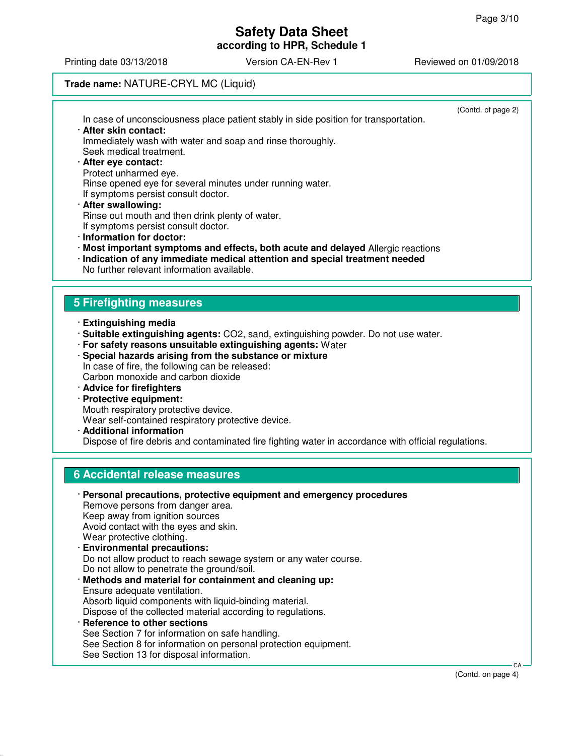(Contd. of page 2)

In case of unconsciousness place patient stably in side position for transportation.

- **After skin contact:**
  Immediately wash with water and soap and rinse thoroughly.
  Seek medical treatment.
- **After eye contact:**
  Protect unharmed eye.
  Rinse opened eye for several minutes under running water.
  If symptoms persist consult doctor.
- **After swallowing:**
  Rinse out mouth and then drink plenty of water.
  If symptoms persist consult doctor.
- **Information for doctor:**
- **Most important symptoms and effects, both acute and delayed** Allergic reactions
- **Indication of any immediate medical attention and special treatment needed**
  No further relevant information available.

## 5 Firefighting measures

- **Extinguishing media**
- **Suitable extinguishing agents:** $CO_2$, sand, extinguishing powder. Do not use water.
- **For safety reasons unsuitable extinguishing agents:** Water
- **Special hazards arising from the substance or mixture**
  In case of fire, the following can be released:
  Carbon monoxide and carbon dioxide
- **Advice for firefighters**
- **Protective equipment:**
  Mouth respiratory protective device.
  Wear self-contained respiratory protective device.
- **Additional information**
  Dispose of fire debris and contaminated fire fighting water in accordance with official regulations.

## 6 Accidental release measures

- **Personal precautions, protective equipment and emergency procedures**
  Remove persons from danger area.
  Keep away from ignition sources
  Avoid contact with the eyes and skin.
  Wear protective clothing.
- **Environmental precautions:**
  Do not allow product to reach sewage system or any water course.
  Do not allow to penetrate the ground/soil.
- **Methods and material for containment and cleaning up:**
  Ensure adequate ventilation.
  Absorb liquid components with liquid-binding material.
  Dispose of the collected material according to regulations.
- **Reference to other sections**
  See Section 7 for information on safe handling.
  See Section 8 for information on personal protection equipment.
  See Section 13 for disposal information.

(Contd. on page 4)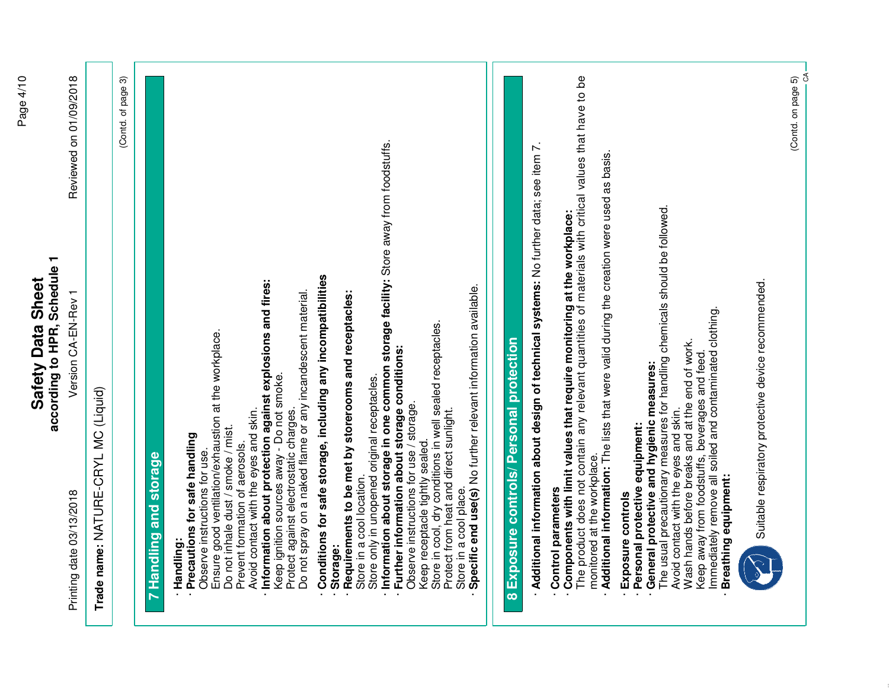Trade name: NATURE-CRYL MC (Liquid)

(Contd. of page 3)

## 7 Handling and storage

· **Handling:**
· **Precautions for safe handling**
Observe instructions for use.
Ensure good ventilation/exhaustion at the workplace.
Do not inhale dust / smoke / mist.
Prevent formation of aerosols.
Avoid contact with the eyes and skin.
· **Information about protection against explosions and fires:**
Keep ignition sources away - Do not smoke.
Protect against electrostatic charges.
Do not spray on a naked flame or any incandescent material.

· **Conditions for safe storage, including any incompatibilities**
· **Storage:**
· **Requirements to be met by storerooms and receptacles:**
Store in a cool location.
Store only in unopened original receptacles.
· **Information about storage in one common storage facility:** Store away from foodstuffs.
· **Further information about storage conditions:**
Observe instructions for use / storage.
Keep receptacle tightly sealed.
Store in cool, dry conditions in well sealed receptacles.
Protect from heat and direct sunlight.
Store in a cool place.
· **Specific end use(s)** No further relevant information available.

## 8 Exposure controls/ Personal protection

· **Additional information about design of technical systems:** No further data; see item 7.

· **Control parameters**
· **Components with limit values that require monitoring at the workplace:**
The product does not contain any relevant quantities of materials with critical values that have to be monitored at the workplace.
· **Additional information:** The lists that were valid during the creation were used as basis.

· **Exposure controls**
· **Personal protective equipment:**
· **General protective and hygienic measures:**
The usual precautionary measures for handling chemicals should be followed.
Avoid contact with the eyes and skin.
Wash hands before breaks and at the end of work.
Keep away from foodstuffs, beverages and feed.
Immediately remove all soiled and contaminated clothing.
· **Breathing equipment:**

Suitable respiratory protective device recommended.

(Contd. on page 5)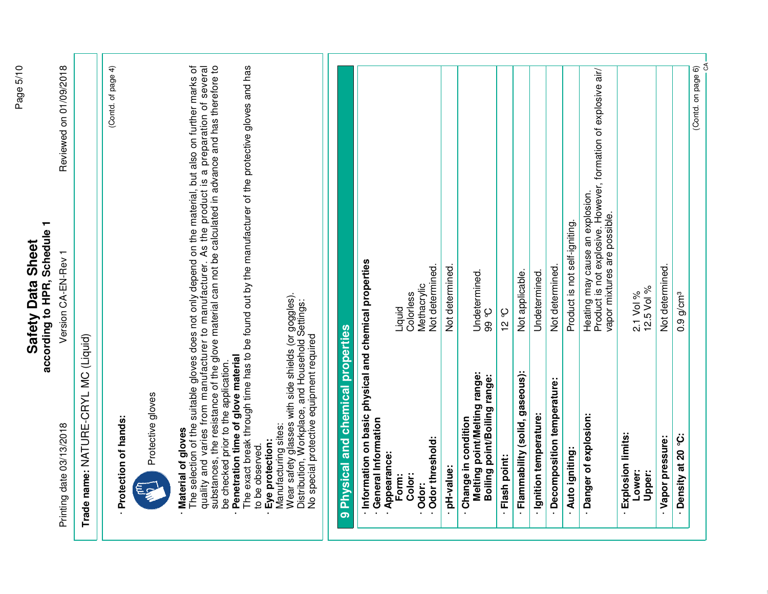**Trade name:** NATURE-CRYL MC (Liquid)

(Contd. of page 4)

· **Protection of hands:**

Protective gloves

· **Material of gloves**

The selection of the suitable gloves does not only depend on the material, but also on further marks of quality and varies from manufacturer to manufacturer. As the product is a preparation of several substances, the resistance of the glove material can not be calculated in advance and has therefore to be checked prior to the application.

· **Penetration time of glove material**

The exact break through time has to be found out by the manufacturer of the protective gloves and has to be observed.

· **Eye protection:**

Manufacturing sites:
Wear safety glasses with side shields (or goggles).
Distribution, Workplace, and Household Settings:
No special protective equipment required

## 9 Physical and chemical properties

| | |
|---|---|
| · **Information on basic physical and chemical properties** | |
| · **General Information** | |
| · **Appearance:** | |
| **Form:** | Liquid |
| **Color:** | Colorless |
| · **Odor:** | Methacrylic |
| · **Odor threshold:** | Not determined. |
| · **pH-value:** | Not determined. |
| · **Change in condition** | |
| **Melting point/Melting range:** | Undetermined. |
| **Boiling point/Boiling range:** | 99 °C |
| · **Flash point:** | 12 °C |
| · **Flammability (solid, gaseous):** | Not applicable. |
| · **Ignition temperature:** | Undetermined. |
| · **Decomposition temperature:** | Not determined. |
| · **Auto igniting:** | Product is not self-igniting. |
| · **Danger of explosion:** | Heating may cause an explosion. Product is not explosive. However, formation of explosive air/vapor mixtures are possible. |
| · **Explosion limits:** | |
| **Lower:** | 2.1 Vol % |
| **Upper:** | 12.5 Vol % |
| · **Vapor pressure:** | Not determined. |
| · **Density at 20 °C:** | 0.9 g/cm³ |

(Contd. on page 6)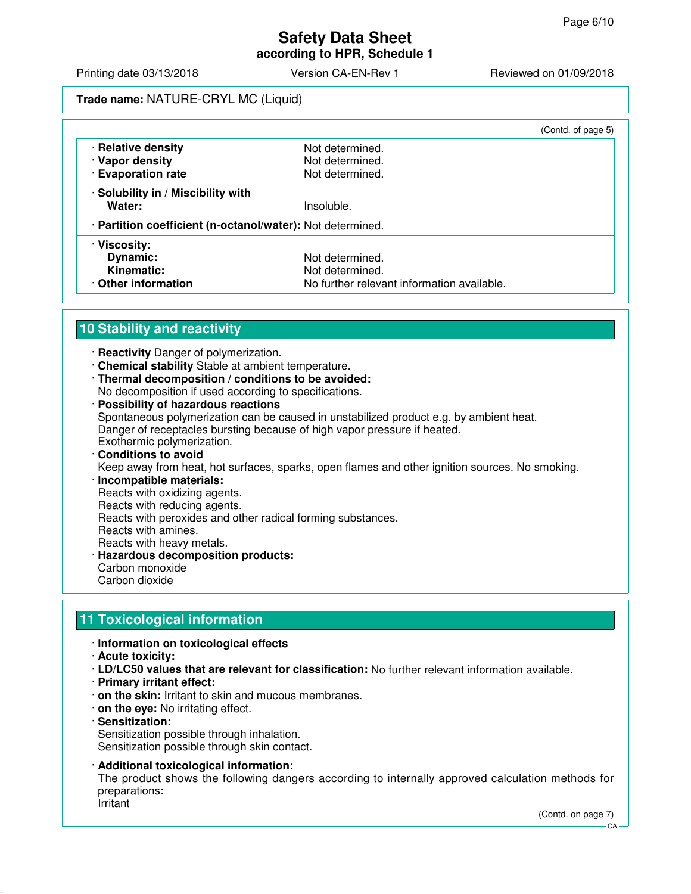**Trade name:** NATURE-CRYL MC (Liquid)

(Contd. of page 5)

| | |
|---|---|
| · **Relative density** | Not determined. |
| · **Vapor density** | Not determined. |
| · **Evaporation rate** | Not determined. |
| · **Solubility in / Miscibility with** | |
| **Water:** | Insoluble. |
| · **Partition coefficient (n-octanol/water):** | Not determined. |
| · **Viscosity:** | |
| **Dynamic:** | Not determined. |
| **Kinematic:** | Not determined. |
| · **Other information** | No further relevant information available. |

## 10 Stability and reactivity

- **Reactivity** Danger of polymerization.
- **Chemical stability** Stable at ambient temperature.
- **Thermal decomposition / conditions to be avoided:**
  No decomposition if used according to specifications.
- **Possibility of hazardous reactions**
  Spontaneous polymerization can be caused in unstabilized product e.g. by ambient heat.
  Danger of receptacles bursting because of high vapor pressure if heated.
  Exothermic polymerization.
- **Conditions to avoid**
  Keep away from heat, hot surfaces, sparks, open flames and other ignition sources. No smoking.
- **Incompatible materials:**
  Reacts with oxidizing agents.
  Reacts with reducing agents.
  Reacts with peroxides and other radical forming substances.
  Reacts with amines.
  Reacts with heavy metals.
- **Hazardous decomposition products:**
  Carbon monoxide
  Carbon dioxide

## 11 Toxicological information

- **Information on toxicological effects**
- **Acute toxicity:**
- **LD/LC50 values that are relevant for classification:** No further relevant information available.
- **Primary irritant effect:**
- **on the skin:** Irritant to skin and mucous membranes.
- **on the eye:** No irritating effect.
- **Sensitization:**
  Sensitization possible through inhalation.
  Sensitization possible through skin contact.
- **Additional toxicological information:**
  The product shows the following dangers according to internally approved calculation methods for preparations:
  Irritant

(Contd. on page 7)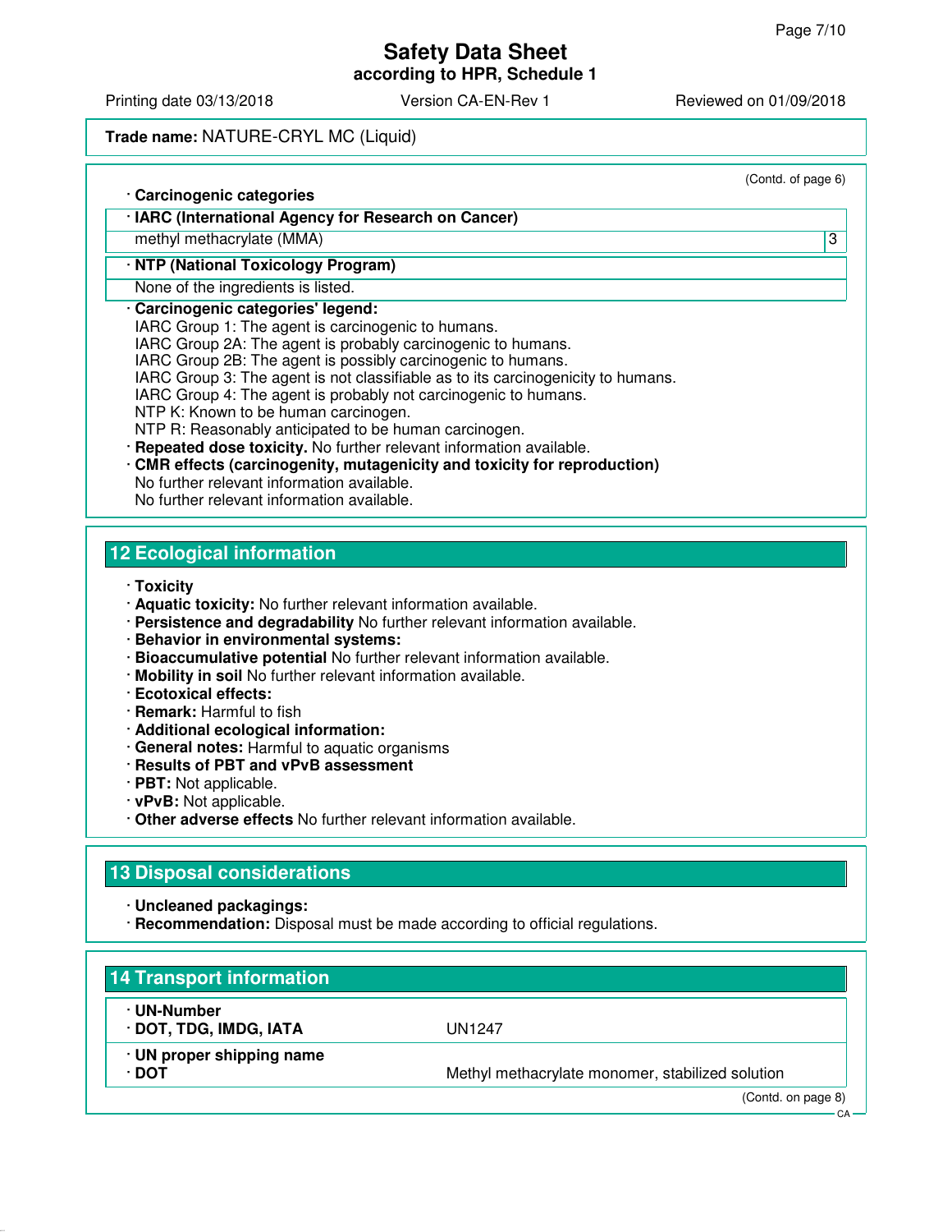(Contd. of page 6)

· **Carcinogenic categories**

| · IARC (International Agency for Research on Cancer) | |
| --- | --- |
| methyl methacrylate (MMA) | 3 |

| · NTP (National Toxicology Program) |
| --- |
| None of the ingredients is listed. |

· **Carcinogenic categories' legend:**
IARC Group 1: The agent is carcinogenic to humans.
IARC Group 2A: The agent is probably carcinogenic to humans.
IARC Group 2B: The agent is possibly carcinogenic to humans.
IARC Group 3: The agent is not classifiable as to its carcinogenicity to humans.
IARC Group 4: The agent is probably not carcinogenic to humans.
NTP K: Known to be human carcinogen.
NTP R: Reasonably anticipated to be human carcinogen.
· **Repeated dose toxicity.** No further relevant information available.
· **CMR effects (carcinogenity, mutagenicity and toxicity for reproduction)**
No further relevant information available.
No further relevant information available.

## 12 Ecological information

· **Toxicity**
· **Aquatic toxicity:** No further relevant information available.
· **Persistence and degradability** No further relevant information available.
· **Behavior in environmental systems:**
· **Bioaccumulative potential** No further relevant information available.
· **Mobility in soil** No further relevant information available.
· **Ecotoxical effects:**
· **Remark:** Harmful to fish
· **Additional ecological information:**
· **General notes:** Harmful to aquatic organisms
· **Results of PBT and vPvB assessment**
· **PBT:** Not applicable.
· **vPvB:** Not applicable.
· **Other adverse effects** No further relevant information available.

## 13 Disposal considerations

· **Uncleaned packagings:**
· **Recommendation:** Disposal must be made according to official regulations.

## 14 Transport information

| · UN-Number<br>· DOT, TDG, IMDG, IATA | UN1247 |
| --- | --- |
| · UN proper shipping name<br>· DOT | Methyl methacrylate monomer, stabilized solution |

(Contd. on page 8)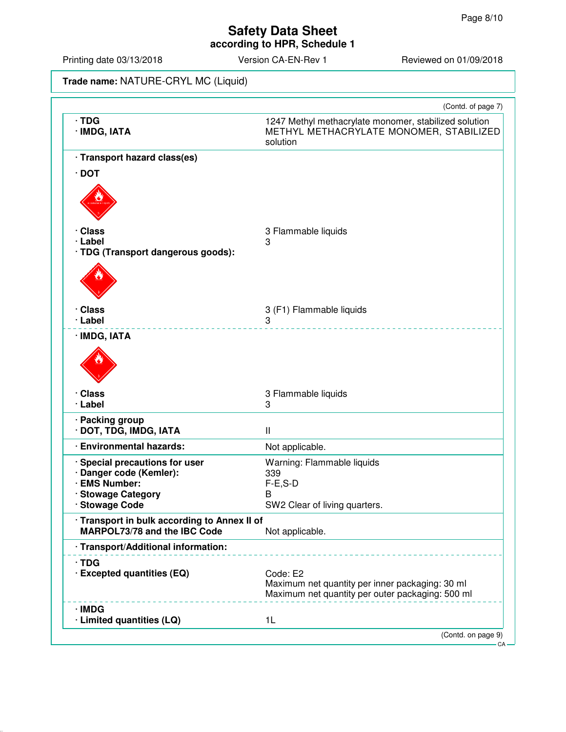**Trade name:** NATURE-CRYL MC (Liquid)

(Contd. of page 7)

| | |
|---|---|
| · **TDG** | 1247 Methyl methacrylate monomer, stabilized solution |
| · **IMDG, IATA** | METHYL METHACRYLATE MONOMER, STABILIZED solution |

· **Transport hazard class(es)**

· **DOT**

| | |
|---|---|
| · **Class** | 3 Flammable liquids |
| · **Label** | 3 |

· **TDG (Transport dangerous goods):**

| | |
|---|---|
| · **Class** | 3 (F1) Flammable liquids |
| · **Label** | 3 |

· **IMDG, IATA**

| | |
|---|---|
| · **Class** | 3 Flammable liquids |
| · **Label** | 3 |

| | |
|---|---|
| · **Packing group** | |
| · **DOT, TDG, IMDG, IATA** | II |
| · **Environmental hazards:** | Not applicable. |
| · **Special precautions for user** | Warning: Flammable liquids |
| · **Danger code (Kemler):** | 339 |
| · **EMS Number:** | F-E,S-D |
| · **Stowage Category** | B |
| · **Stowage Code** | SW2 Clear of living quarters. |
| · **Transport in bulk according to Annex II of MARPOL73/78 and the IBC Code** | Not applicable. |

· **Transport/Additional information:**

· **TDG**

| | |
|---|---|
| · **Excepted quantities (EQ)** | Code: E2<br>Maximum net quantity per inner packaging: 30 ml<br>Maximum net quantity per outer packaging: 500 ml |

· **IMDG**

| | |
|---|---|
| · **Limited quantities (LQ)** | 1L |

(Contd. on page 9)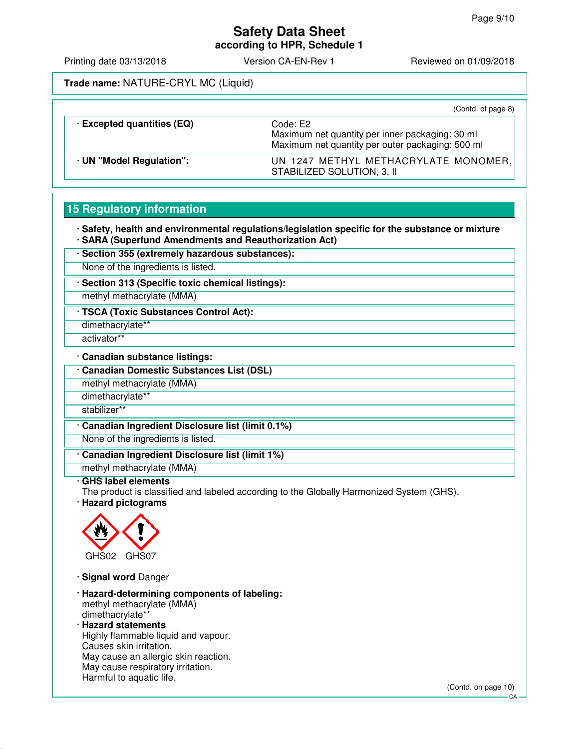(Contd. of page 8)

| | |
|---|---|
| **· Excepted quantities (EQ)** | Code: E2<br>Maximum net quantity per inner packaging: 30 ml<br>Maximum net quantity per outer packaging: 500 ml |
| **· UN "Model Regulation":** | UN 1247 METHYL METHACRYLATE MONOMER, STABILIZED SOLUTION, 3, II |

## 15 Regulatory information

**· Safety, health and environmental regulations/legislation specific for the substance or mixture**

**· SARA (Superfund Amendments and Reauthorization Act)**

| **· Section 355 (extremely hazardous substances):** |
|---|
| None of the ingredients is listed. |

| **· Section 313 (Specific toxic chemical listings):** |
|---|
| methyl methacrylate (MMA) |

| **· TSCA (Toxic Substances Control Act):** |
|---|
| dimethacrylate** |
| activator** |

**· Canadian substance listings:**

| **· Canadian Domestic Substances List (DSL)** |
|---|
| methyl methacrylate (MMA) |
| dimethacrylate** |
| stabilizer** |

| **· Canadian Ingredient Disclosure list (limit 0.1%)** |
|---|
| None of the ingredients is listed. |

| **· Canadian Ingredient Disclosure list (limit 1%)** |
|---|
| methyl methacrylate (MMA) |

**· GHS label elements**
The product is classified and labeled according to the Globally Harmonized System (GHS).

**· Hazard pictograms**

GHS02 GHS07

**· Signal word** Danger

**· Hazard-determining components of labeling:**
methyl methacrylate (MMA)
dimethacrylate**

**· Hazard statements**
Highly flammable liquid and vapour.
Causes skin irritation.
May cause an allergic skin reaction.
May cause respiratory irritation.
Harmful to aquatic life.

(Contd. on page 10)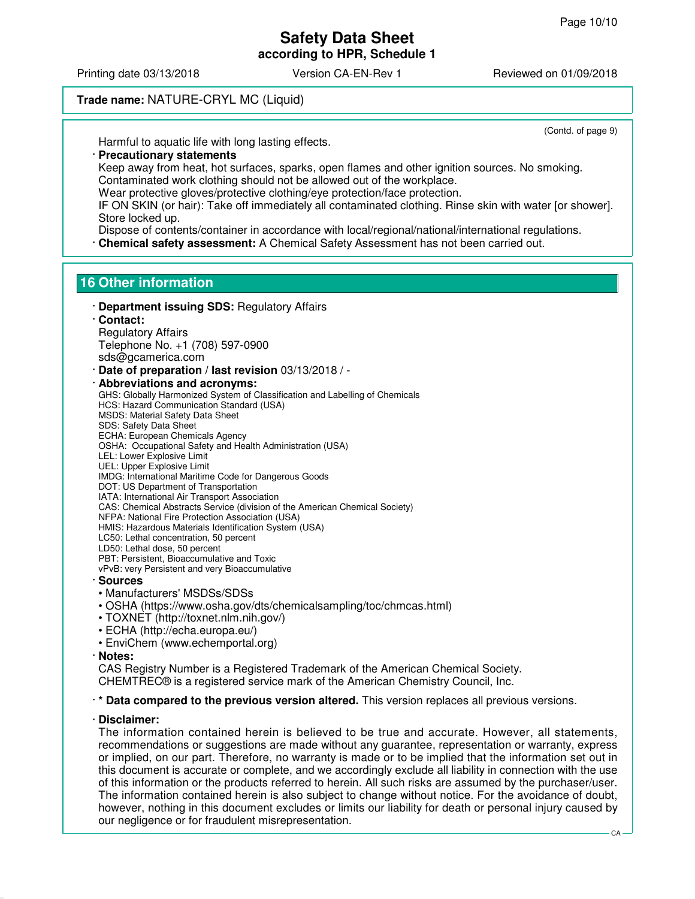(Contd. of page 9)

Harmful to aquatic life with long lasting effects.

· **Precautionary statements**

Keep away from heat, hot surfaces, sparks, open flames and other ignition sources. No smoking.
Contaminated work clothing should not be allowed out of the workplace.
Wear protective gloves/protective clothing/eye protection/face protection.
IF ON SKIN (or hair): Take off immediately all contaminated clothing. Rinse skin with water [or shower].
Store locked up.
Dispose of contents/container in accordance with local/regional/national/international regulations.

· **Chemical safety assessment:** A Chemical Safety Assessment has not been carried out.

## 16 Other information

· **Department issuing SDS:** Regulatory Affairs

· **Contact:**

Regulatory Affairs
Telephone No. +1 (708) 597-0900
sds@gcamerica.com

· **Date of preparation / last revision** 03/13/2018 / -

· **Abbreviations and acronyms:**

GHS: Globally Harmonized System of Classification and Labelling of Chemicals
HCS: Hazard Communication Standard (USA)
MSDS: Material Safety Data Sheet
SDS: Safety Data Sheet
ECHA: European Chemicals Agency
OSHA: Occupational Safety and Health Administration (USA)
LEL: Lower Explosive Limit
UEL: Upper Explosive Limit
IMDG: International Maritime Code for Dangerous Goods
DOT: US Department of Transportation
IATA: International Air Transport Association
CAS: Chemical Abstracts Service (division of the American Chemical Society)
NFPA: National Fire Protection Association (USA)
HMIS: Hazardous Materials Identification System (USA)
LC50: Lethal concentration, 50 percent
LD50: Lethal dose, 50 percent
PBT: Persistent, Bioaccumulative and Toxic
vPvB: very Persistent and very Bioaccumulative

· **Sources**

- Manufacturers' MSDSs/SDSs
- OSHA (https://www.osha.gov/dts/chemicalsampling/toc/chmcas.html)
- TOXNET (http://toxnet.nlm.nih.gov/)
- ECHA (http://echa.europa.eu/)
- EnviChem (www.echemportal.org)

· **Notes:**

CAS Registry Number is a Registered Trademark of the American Chemical Society.
CHEMTREC® is a registered service mark of the American Chemistry Council, Inc.

· **\* Data compared to the previous version altered.** This version replaces all previous versions.

· **Disclaimer:**

The information contained herein is believed to be true and accurate. However, all statements, recommendations or suggestions are made without any guarantee, representation or warranty, express or implied, on our part. Therefore, no warranty is made or to be implied that the information set out in this document is accurate or complete, and we accordingly exclude all liability in connection with the use of this information or the products referred to herein. All such risks are assumed by the purchaser/user. The information contained herein is also subject to change without notice. For the avoidance of doubt, however, nothing in this document excludes or limits our liability for death or personal injury caused by our negligence or for fraudulent misrepresentation.